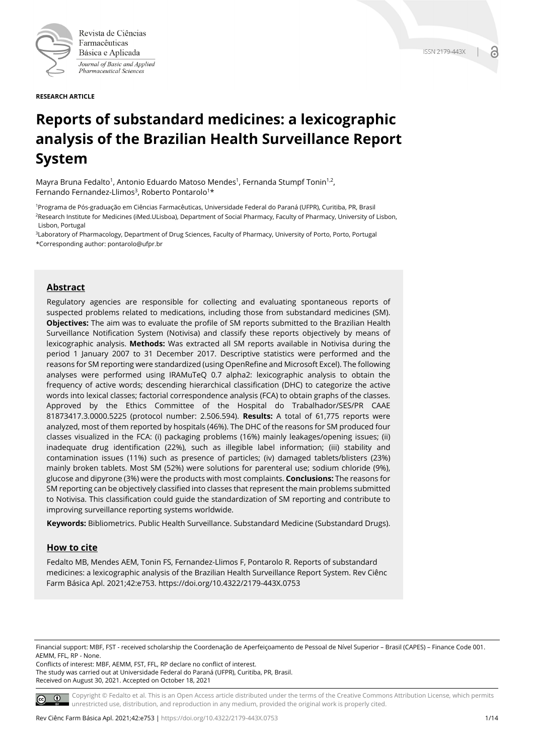Revista de Ciências Farmacêuticas Básica e Aplicada

*Journal of Basic and Applied Pharmaceutical Sciences*

ISSN 2179-443X

**RESEARCH ARTICLE**

# Reports of substandard medicines: a lexicographic analysis of the Brazilian Health Surveillance Report System

Mayra Bruna Fedalto[1], Antonio Eduardo Matoso Mendes[1], Fernanda Stumpf Tonin[1,2], Fernando Fernandez-Llimos[3], Roberto Pontarolo[1]*

[1]Programa de Pós-graduação em Ciências Farmacêuticas, Universidade Federal do Paraná (UFPR), Curitiba, PR, Brasil

[2]Research Institute for Medicines (iMed.ULisboa), Department of Social Pharmacy, Faculty of Pharmacy, University of Lisbon, Lisbon, Portugal

[3]Laboratory of Pharmacology, Department of Drug Sciences, Faculty of Pharmacy, University of Porto, Porto, Portugal

*Corresponding author: pontarolo@ufpr.br

## Abstract

Regulatory agencies are responsible for collecting and evaluating spontaneous reports of suspected problems related to medications, including those from substandard medicines (SM). **Objectives:** The aim was to evaluate the profile of SM reports submitted to the Brazilian Health Surveillance Notification System (Notivisa) and classify these reports objectively by means of lexicographic analysis. **Methods:** Was extracted all SM reports available in Notivisa during the period 1 January 2007 to 31 December 2017. Descriptive statistics were performed and the reasons for SM reporting were standardized (using OpenRefine and Microsoft Excel). The following analyses were performed using IRAMuTeQ 0.7 alpha2: lexicographic analysis to obtain the frequency of active words; descending hierarchical classification (DHC) to categorize the active words into lexical classes; factorial correspondence analysis (FCA) to obtain graphs of the classes. Approved by the Ethics Committee of the Hospital do Trabalhador/SES/PR CAAE 81873417.3.0000.5225 (protocol number: 2.506.594). **Results:** A total of 61,775 reports were analyzed, most of them reported by hospitals (46%). The DHC of the reasons for SM produced four classes visualized in the FCA: (i) packaging problems (16%) mainly leakages/opening issues; (ii) inadequate drug identification (22%), such as illegible label information; (iii) stability and contamination issues (11%) such as presence of particles; (iv) damaged tablets/blisters (23%) mainly broken tablets. Most SM (52%) were solutions for parenteral use; sodium chloride (9%), glucose and dipyrone (3%) were the products with most complaints. **Conclusions:** The reasons for SM reporting can be objectively classified into classes that represent the main problems submitted to Notivisa. This classification could guide the standardization of SM reporting and contribute to improving surveillance reporting systems worldwide.

**Keywords:** Bibliometrics. Public Health Surveillance. Substandard Medicine (Substandard Drugs).

## How to cite

Fedalto MB, Mendes AEM, Tonin FS, Fernandez-Llimos F, Pontarolo R. Reports of substandard medicines: a lexicographic analysis of the Brazilian Health Surveillance Report System. Rev Ciênc Farm Básica Apl. 2021;42:e753. https://doi.org/10.4322/2179-443X.0753

Financial support: MBF, FST - received scholarship the Coordenação de Aperfeiçoamento de Pessoal de Nível Superior – Brasil (CAPES) – Finance Code 001. AEMM, FFL, RP - None.

Conflicts of interest: MBF, AEMM, FST, FFL, RP declare no conflict of interest.

The study was carried out at Universidade Federal do Paraná (UFPR), Curitiba, PR, Brasil.

Received on August 30, 2021. Accepted on October 18, 2021

Copyright © Fedalto et al. This is an Open Access article distributed under the terms of the Creative Commons Attribution License, which permits unrestricted use, distribution, and reproduction in any medium, provided the original work is properly cited.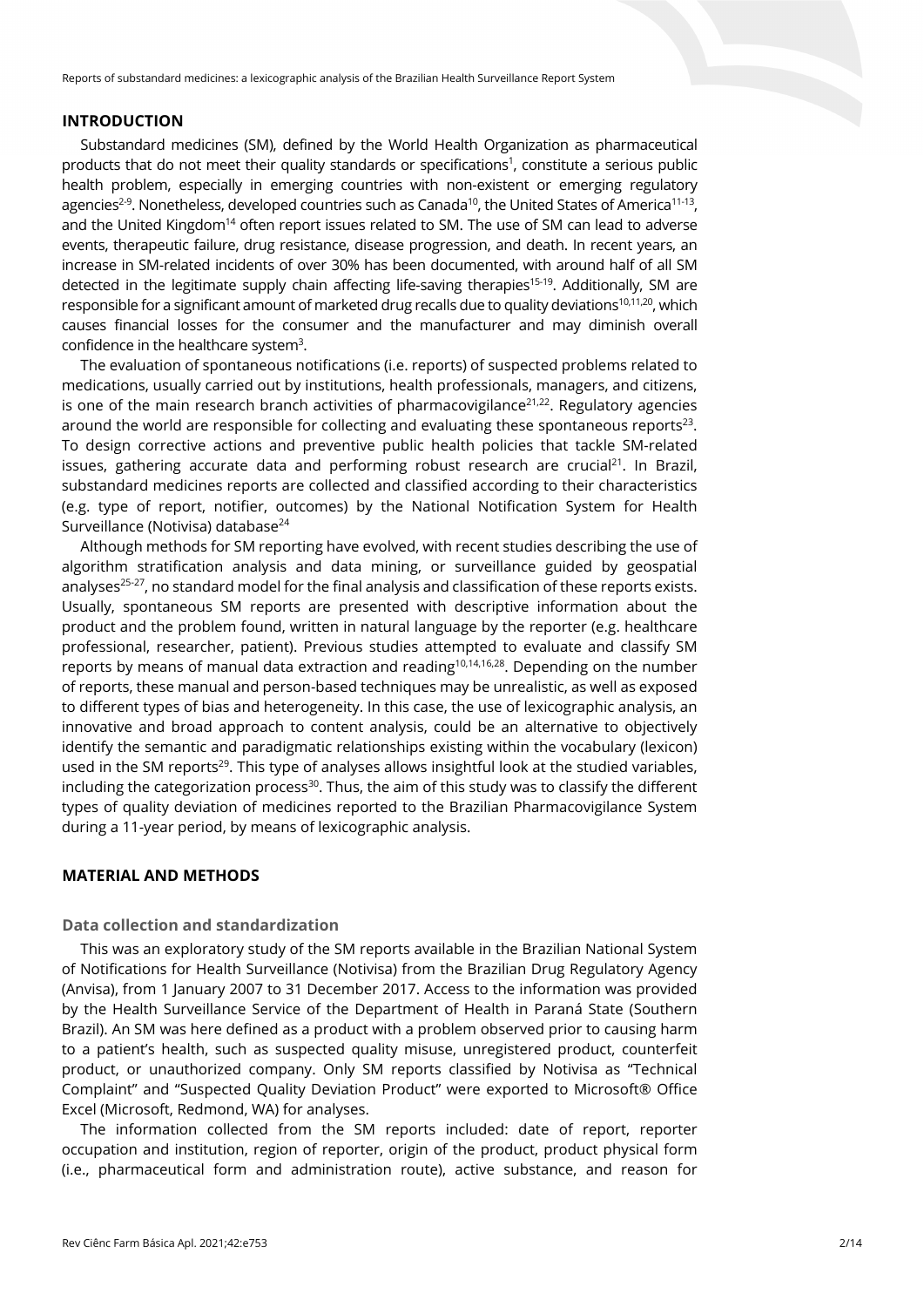## INTRODUCTION

Substandard medicines (SM), defined by the World Health Organization as pharmaceutical products that do not meet their quality standards or specifications[1], constitute a serious public health problem, especially in emerging countries with non-existent or emerging regulatory agencies[2-9]. Nonetheless, developed countries such as Canada[10], the United States of America[11-13], and the United Kingdom[14] often report issues related to SM. The use of SM can lead to adverse events, therapeutic failure, drug resistance, disease progression, and death. In recent years, an increase in SM-related incidents of over 30% has been documented, with around half of all SM detected in the legitimate supply chain affecting life-saving therapies[15-19]. Additionally, SM are responsible for a significant amount of marketed drug recalls due to quality deviations[10,11,20], which causes financial losses for the consumer and the manufacturer and may diminish overall confidence in the healthcare system[3].

The evaluation of spontaneous notifications (i.e. reports) of suspected problems related to medications, usually carried out by institutions, health professionals, managers, and citizens, is one of the main research branch activities of pharmacovigilance[21,22]. Regulatory agencies around the world are responsible for collecting and evaluating these spontaneous reports[23]. To design corrective actions and preventive public health policies that tackle SM-related issues, gathering accurate data and performing robust research are crucial[21]. In Brazil, substandard medicines reports are collected and classified according to their characteristics (e.g. type of report, notifier, outcomes) by the National Notification System for Health Surveillance (Notivisa) database[24]

Although methods for SM reporting have evolved, with recent studies describing the use of algorithm stratification analysis and data mining, or surveillance guided by geospatial analyses[25-27], no standard model for the final analysis and classification of these reports exists. Usually, spontaneous SM reports are presented with descriptive information about the product and the problem found, written in natural language by the reporter (e.g. healthcare professional, researcher, patient). Previous studies attempted to evaluate and classify SM reports by means of manual data extraction and reading[10,14,16,28]. Depending on the number of reports, these manual and person-based techniques may be unrealistic, as well as exposed to different types of bias and heterogeneity. In this case, the use of lexicographic analysis, an innovative and broad approach to content analysis, could be an alternative to objectively identify the semantic and paradigmatic relationships existing within the vocabulary (lexicon) used in the SM reports[29]. This type of analyses allows insightful look at the studied variables, including the categorization process[30]. Thus, the aim of this study was to classify the different types of quality deviation of medicines reported to the Brazilian Pharmacovigilance System during a 11-year period, by means of lexicographic analysis.

## MATERIAL AND METHODS

### Data collection and standardization

This was an exploratory study of the SM reports available in the Brazilian National System of Notifications for Health Surveillance (Notivisa) from the Brazilian Drug Regulatory Agency (Anvisa), from 1 January 2007 to 31 December 2017. Access to the information was provided by the Health Surveillance Service of the Department of Health in Paraná State (Southern Brazil). An SM was here defined as a product with a problem observed prior to causing harm to a patient's health, such as suspected quality misuse, unregistered product, counterfeit product, or unauthorized company. Only SM reports classified by Notivisa as "Technical Complaint" and "Suspected Quality Deviation Product" were exported to Microsoft® Office Excel (Microsoft, Redmond, WA) for analyses.

The information collected from the SM reports included: date of report, reporter occupation and institution, region of reporter, origin of the product, product physical form (i.e., pharmaceutical form and administration route), active substance, and reason for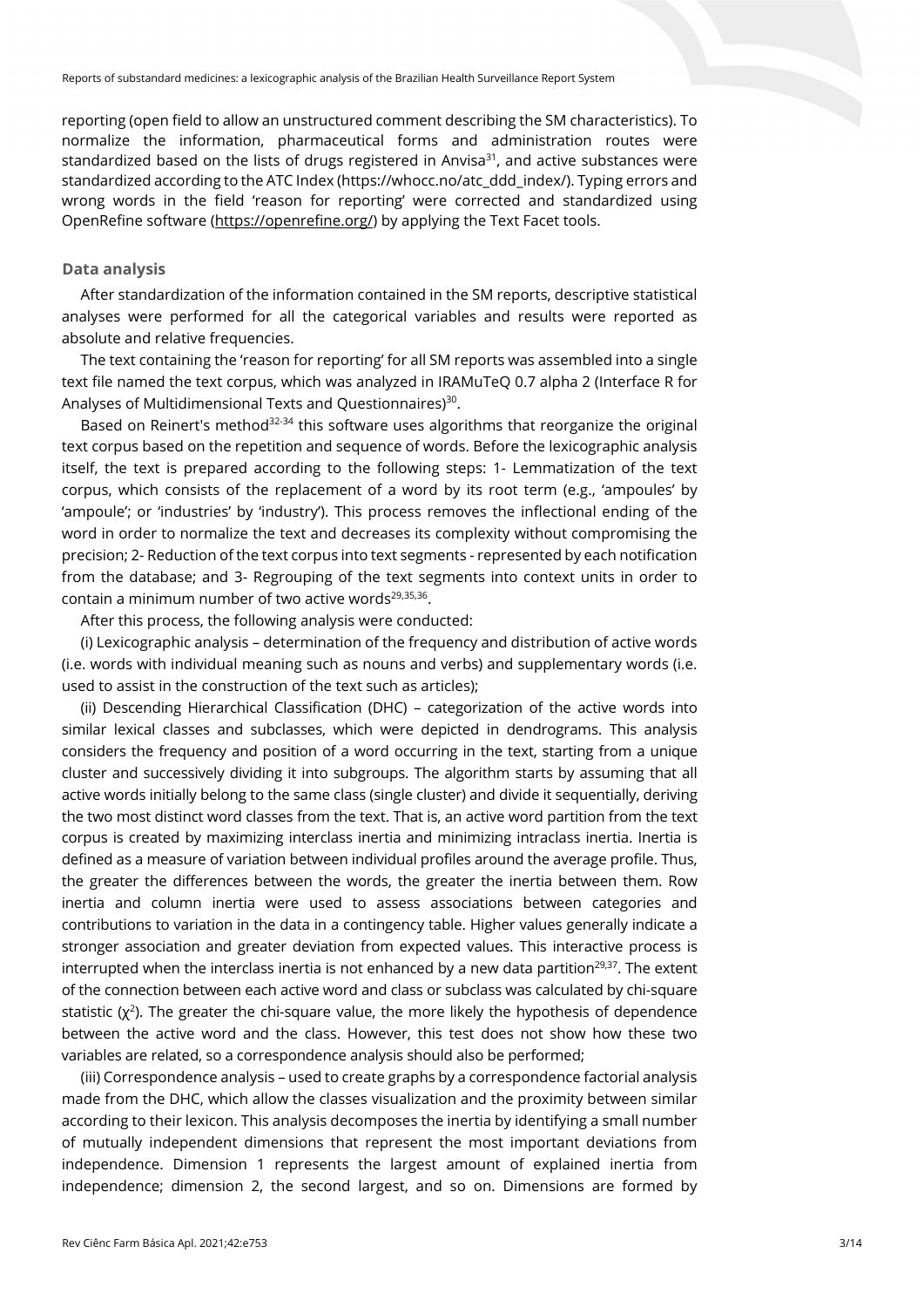reporting (open field to allow an unstructured comment describing the SM characteristics). To normalize the information, pharmaceutical forms and administration routes were standardized based on the lists of drugs registered in Anvisa[31], and active substances were standardized according to the ATC Index (https://whocc.no/atc_ddd_index/). Typing errors and wrong words in the field 'reason for reporting' were corrected and standardized using OpenRefine software (https://openrefine.org/) by applying the Text Facet tools.

### Data analysis

After standardization of the information contained in the SM reports, descriptive statistical analyses were performed for all the categorical variables and results were reported as absolute and relative frequencies.

The text containing the 'reason for reporting' for all SM reports was assembled into a single text file named the text corpus, which was analyzed in IRAMuTeQ 0.7 alpha 2 (Interface R for Analyses of Multidimensional Texts and Questionnaires)[30].

Based on Reinert's method[32-34] this software uses algorithms that reorganize the original text corpus based on the repetition and sequence of words. Before the lexicographic analysis itself, the text is prepared according to the following steps: 1- Lemmatization of the text corpus, which consists of the replacement of a word by its root term (e.g., 'ampoules' by 'ampoule'; or 'industries' by 'industry'). This process removes the inflectional ending of the word in order to normalize the text and decreases its complexity without compromising the precision; 2- Reduction of the text corpus into text segments - represented by each notification from the database; and 3- Regrouping of the text segments into context units in order to contain a minimum number of two active words[29,35,36].

After this process, the following analysis were conducted:

(i) Lexicographic analysis – determination of the frequency and distribution of active words (i.e. words with individual meaning such as nouns and verbs) and supplementary words (i.e. used to assist in the construction of the text such as articles);

(ii) Descending Hierarchical Classification (DHC) – categorization of the active words into similar lexical classes and subclasses, which were depicted in dendrograms. This analysis considers the frequency and position of a word occurring in the text, starting from a unique cluster and successively dividing it into subgroups. The algorithm starts by assuming that all active words initially belong to the same class (single cluster) and divide it sequentially, deriving the two most distinct word classes from the text. That is, an active word partition from the text corpus is created by maximizing interclass inertia and minimizing intraclass inertia. Inertia is defined as a measure of variation between individual profiles around the average profile. Thus, the greater the differences between the words, the greater the inertia between them. Row inertia and column inertia were used to assess associations between categories and contributions to variation in the data in a contingency table. Higher values generally indicate a stronger association and greater deviation from expected values. This interactive process is interrupted when the interclass inertia is not enhanced by a new data partition[29,37]. The extent of the connection between each active word and class or subclass was calculated by chi-square statistic ($\chi^2$). The greater the chi-square value, the more likely the hypothesis of dependence between the active word and the class. However, this test does not show how these two variables are related, so a correspondence analysis should also be performed;

(iii) Correspondence analysis – used to create graphs by a correspondence factorial analysis made from the DHC, which allow the classes visualization and the proximity between similar according to their lexicon. This analysis decomposes the inertia by identifying a small number of mutually independent dimensions that represent the most important deviations from independence. Dimension 1 represents the largest amount of explained inertia from independence; dimension 2, the second largest, and so on. Dimensions are formed by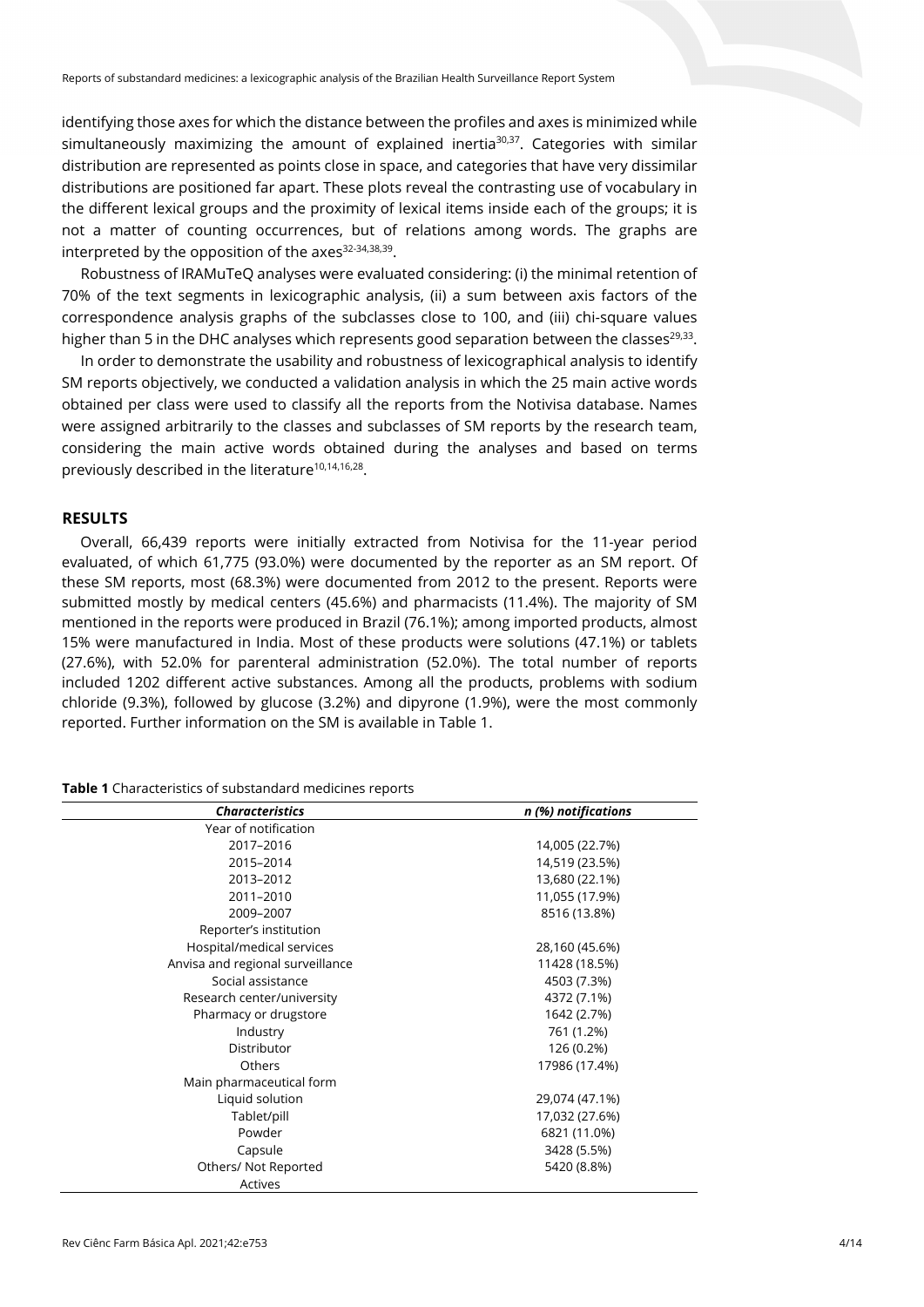identifying those axes for which the distance between the profiles and axes is minimized while simultaneously maximizing the amount of explained inertia[30,37]. Categories with similar distribution are represented as points close in space, and categories that have very dissimilar distributions are positioned far apart. These plots reveal the contrasting use of vocabulary in the different lexical groups and the proximity of lexical items inside each of the groups; it is not a matter of counting occurrences, but of relations among words. The graphs are interpreted by the opposition of the axes[32-34,38,39].

Robustness of IRAMuTeQ analyses were evaluated considering: (i) the minimal retention of 70% of the text segments in lexicographic analysis, (ii) a sum between axis factors of the correspondence analysis graphs of the subclasses close to 100, and (iii) chi-square values higher than 5 in the DHC analyses which represents good separation between the classes[29,33].

In order to demonstrate the usability and robustness of lexicographical analysis to identify SM reports objectively, we conducted a validation analysis in which the 25 main active words obtained per class were used to classify all the reports from the Notivisa database. Names were assigned arbitrarily to the classes and subclasses of SM reports by the research team, considering the main active words obtained during the analyses and based on terms previously described in the literature[10,14,16,28].

## RESULTS

Overall, 66,439 reports were initially extracted from Notivisa for the 11-year period evaluated, of which 61,775 (93.0%) were documented by the reporter as an SM report. Of these SM reports, most (68.3%) were documented from 2012 to the present. Reports were submitted mostly by medical centers (45.6%) and pharmacists (11.4%). The majority of SM mentioned in the reports were produced in Brazil (76.1%); among imported products, almost 15% were manufactured in India. Most of these products were solutions (47.1%) or tablets (27.6%), with 52.0% for parenteral administration (52.0%). The total number of reports included 1202 different active substances. Among all the products, problems with sodium chloride (9.3%), followed by glucose (3.2%) and dipyrone (1.9%), were the most commonly reported. Further information on the SM is available in Table 1.

**Table 1** Characteristics of substandard medicines reports

| *Characteristics* | *n (%) notifications* |
|---|---|
| Year of notification | |
| 2017–2016 | 14,005 (22.7%) |
| 2015–2014 | 14,519 (23.5%) |
| 2013–2012 | 13,680 (22.1%) |
| 2011–2010 | 11,055 (17.9%) |
| 2009–2007 | 8516 (13.8%) |
| Reporter's institution | |
| Hospital/medical services | 28,160 (45.6%) |
| Anvisa and regional surveillance | 11428 (18.5%) |
| Social assistance | 4503 (7.3%) |
| Research center/university | 4372 (7.1%) |
| Pharmacy or drugstore | 1642 (2.7%) |
| Industry | 761 (1.2%) |
| Distributor | 126 (0.2%) |
| Others | 17986 (17.4%) |
| Main pharmaceutical form | |
| Liquid solution | 29,074 (47.1%) |
| Tablet/pill | 17,032 (27.6%) |
| Powder | 6821 (11.0%) |
| Capsule | 3428 (5.5%) |
| Others/ Not Reported | 5420 (8.8%) |
| Actives | |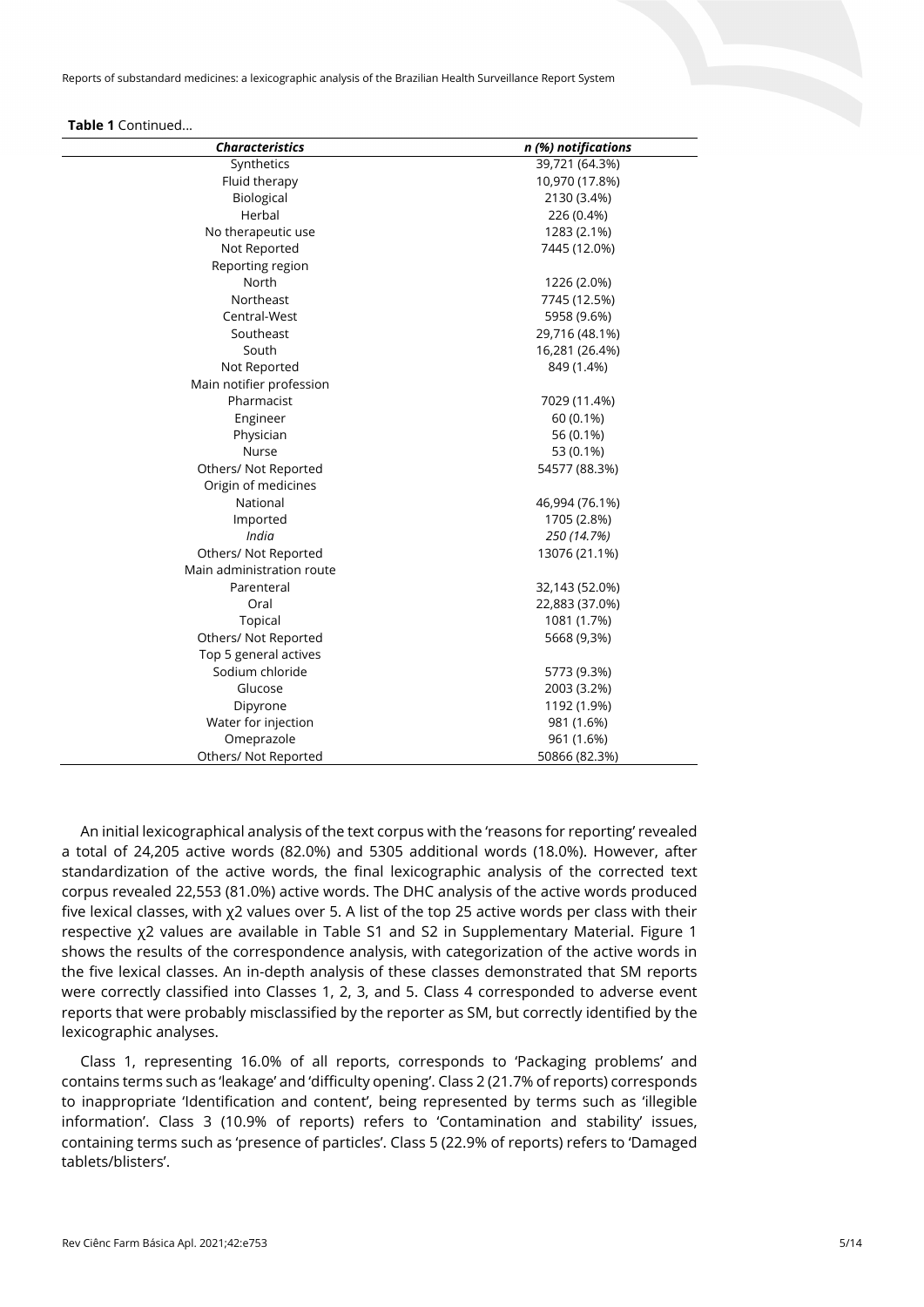**Table 1** Continued...

| *Characteristics* | *n (%) notifications* |
|---|---|
| Synthetics | 39,721 (64.3%) |
| Fluid therapy | 10,970 (17.8%) |
| Biological | 2130 (3.4%) |
| Herbal | 226 (0.4%) |
| No therapeutic use | 1283 (2.1%) |
| Not Reported | 7445 (12.0%) |
| Reporting region | |
| North | 1226 (2.0%) |
| Northeast | 7745 (12.5%) |
| Central-West | 5958 (9.6%) |
| Southeast | 29,716 (48.1%) |
| South | 16,281 (26.4%) |
| Not Reported | 849 (1.4%) |
| Main notifier profession | |
| Pharmacist | 7029 (11.4%) |
| Engineer | 60 (0.1%) |
| Physician | 56 (0.1%) |
| Nurse | 53 (0.1%) |
| Others/ Not Reported | 54577 (88.3%) |
| Origin of medicines | |
| National | 46,994 (76.1%) |
| Imported | 1705 (2.8%) |
| *India* | *250 (14.7%)* |
| Others/ Not Reported | 13076 (21.1%) |
| Main administration route | |
| Parenteral | 32,143 (52.0%) |
| Oral | 22,883 (37.0%) |
| Topical | 1081 (1.7%) |
| Others/ Not Reported | 5668 (9,3%) |
| Top 5 general actives | |
| Sodium chloride | 5773 (9.3%) |
| Glucose | 2003 (3.2%) |
| Dipyrone | 1192 (1.9%) |
| Water for injection | 981 (1.6%) |
| Omeprazole | 961 (1.6%) |
| Others/ Not Reported | 50866 (82.3%) |

An initial lexicographical analysis of the text corpus with the 'reasons for reporting' revealed a total of 24,205 active words (82.0%) and 5305 additional words (18.0%). However, after standardization of the active words, the final lexicographic analysis of the corrected text corpus revealed 22,553 (81.0%) active words. The DHC analysis of the active words produced five lexical classes, with $\chi^2$ values over 5. A list of the top 25 active words per class with their respective $\chi^2$ values are available in Table S1 and S2 in Supplementary Material. Figure 1 shows the results of the correspondence analysis, with categorization of the active words in the five lexical classes. An in-depth analysis of these classes demonstrated that SM reports were correctly classified into Classes 1, 2, 3, and 5. Class 4 corresponded to adverse event reports that were probably misclassified by the reporter as SM, but correctly identified by the lexicographic analyses.

Class 1, representing 16.0% of all reports, corresponds to 'Packaging problems' and contains terms such as 'leakage' and 'difficulty opening'. Class 2 (21.7% of reports) corresponds to inappropriate 'Identification and content', being represented by terms such as 'illegible information'. Class 3 (10.9% of reports) refers to 'Contamination and stability' issues, containing terms such as 'presence of particles'. Class 5 (22.9% of reports) refers to 'Damaged tablets/blisters'.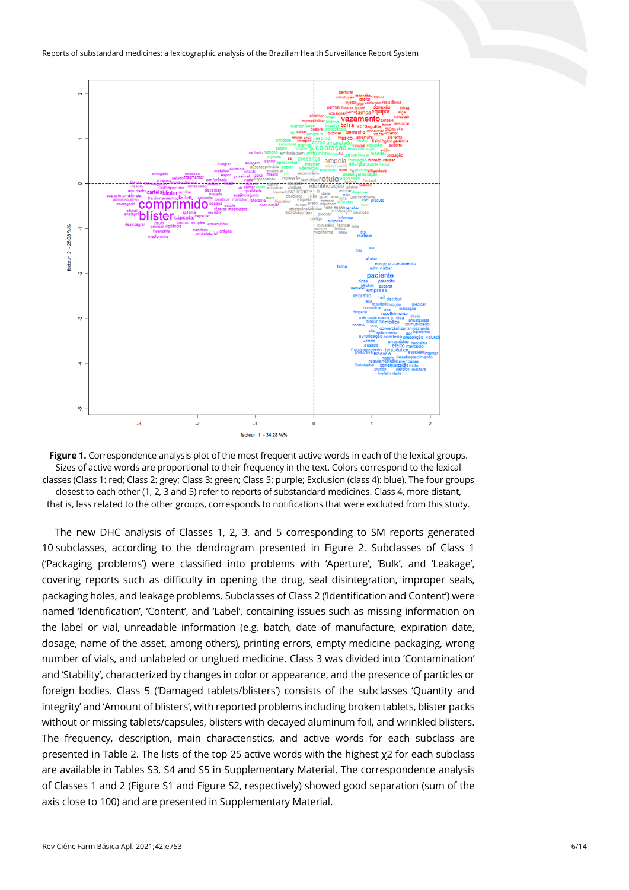**Figure 1.** Correspondence analysis plot of the most frequent active words in each of the lexical groups. Sizes of active words are proportional to their frequency in the text. Colors correspond to the lexical classes (Class 1: red; Class 2: grey; Class 3: green; Class 5: purple; Exclusion (class 4): blue). The four groups closest to each other (1, 2, 3 and 5) refer to reports of substandard medicines. Class 4, more distant, that is, less related to the other groups, corresponds to notifications that were excluded from this study.

The new DHC analysis of Classes 1, 2, 3, and 5 corresponding to SM reports generated 10 subclasses, according to the dendrogram presented in Figure 2. Subclasses of Class 1 ('Packaging problems') were classified into problems with 'Aperture', 'Bulk', and 'Leakage', covering reports such as difficulty in opening the drug, seal disintegration, improper seals, packaging holes, and leakage problems. Subclasses of Class 2 ('Identification and Content') were named 'Identification', 'Content', and 'Label', containing issues such as missing information on the label or vial, unreadable information (e.g. batch, date of manufacture, expiration date, dosage, name of the asset, among others), printing errors, empty medicine packaging, wrong number of vials, and unlabeled or unglued medicine. Class 3 was divided into 'Contamination' and 'Stability', characterized by changes in color or appearance, and the presence of particles or foreign bodies. Class 5 ('Damaged tablets/blisters') consists of the subclasses 'Quantity and integrity' and 'Amount of blisters', with reported problems including broken tablets, blister packs without or missing tablets/capsules, blisters with decayed aluminum foil, and wrinkled blisters. The frequency, description, main characteristics, and active words for each subclass are presented in Table 2. The lists of the top 25 active words with the highest $\chi 2$ for each subclass are available in Tables S3, S4 and S5 in Supplementary Material. The correspondence analysis of Classes 1 and 2 (Figure S1 and Figure S2, respectively) showed good separation (sum of the axis close to 100) and are presented in Supplementary Material.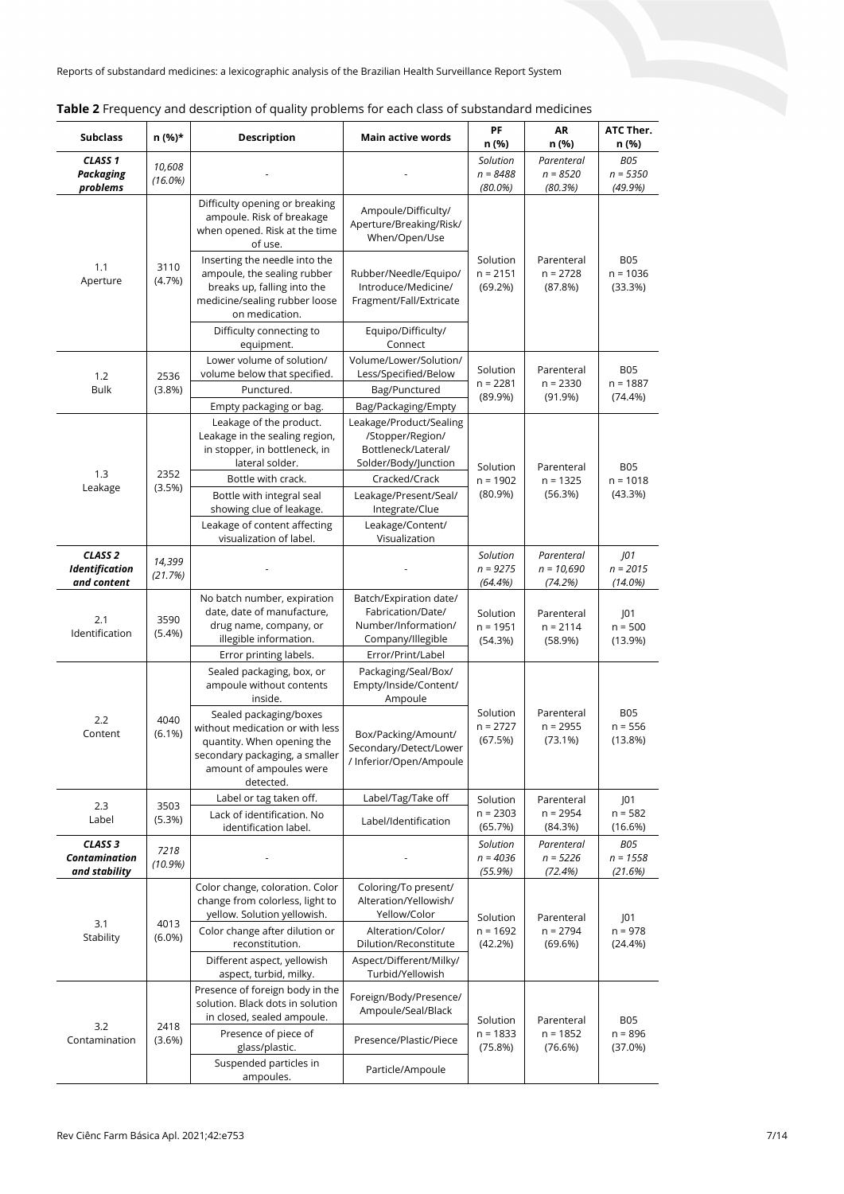**Table 2** Frequency and description of quality problems for each class of substandard medicines

| Subclass | n (%)* | Description | Main active words | PF n (%) | AR n (%) | ATC Ther. n (%) |
|---|---|---|---|---|---|---|
| ***CLASS 1 Packaging problems*** | *10,608 (16.0%)* | - | - | *Solution n = 8488 (80.0%)* | *Parenteral n = 8520 (80.3%)* | *B05 n = 5350 (49.9%)* |
| 1.1 Aperture | 3110 (4.7%) | Difficulty opening or breaking ampoule. Risk of breakage when opened. Risk at the time of use. | Ampoule/Difficulty/ Aperture/Breaking/Risk/ When/Open/Use | Solution n = 2151 (69.2%) | Parenteral n = 2728 (87.8%) | B05 n = 1036 (33.3%) |
| | | Inserting the needle into the ampoule, the sealing rubber breaks up, falling into the medicine/sealing rubber loose on medication. | Rubber/Needle/Equipo/ Introduce/Medicine/ Fragment/Fall/Extricate | | | |
| | | Difficulty connecting to equipment. | Equipo/Difficulty/ Connect | | | |
| 1.2 Bulk | 2536 (3.8%) | Lower volume of solution/ volume below that specified. | Volume/Lower/Solution/ Less/Specified/Below | Solution n = 2281 (89.9%) | Parenteral n = 2330 (91.9%) | B05 n = 1887 (74.4%) |
| | | Punctured. | Bag/Punctured | | | |
| | | Empty packaging or bag. | Bag/Packaging/Empty | | | |
| 1.3 Leakage | 2352 (3.5%) | Leakage of the product. Leakage in the sealing region, in stopper, in bottleneck, in lateral solder. | Leakage/Product/Sealing /Stopper/Region/ Bottleneck/Lateral/ Solder/Body/Junction | Solution n = 1902 (80.9%) | Parenteral n = 1325 (56.3%) | B05 n = 1018 (43.3%) |
| | | Bottle with crack. | Cracked/Crack | | | |
| | | Bottle with integral seal showing clue of leakage. | Leakage/Present/Seal/ Integrate/Clue | | | |
| | | Leakage of content affecting visualization of label. | Leakage/Content/ Visualization | | | |
| ***CLASS 2 Identification and content*** | *14,399 (21.7%)* | - | - | *Solution n = 9275 (64.4%)* | *Parenteral n = 10,690 (74.2%)* | *J01 n = 2015 (14.0%)* |
| 2.1 Identification | 3590 (5.4%) | No batch number, expiration date, date of manufacture, drug name, company, or illegible information. | Batch/Expiration date/ Fabrication/Date/ Number/Information/ Company/Illegible | Solution n = 1951 (54.3%) | Parenteral n = 2114 (58.9%) | J01 n = 500 (13.9%) |
| | | Error printing labels. | Error/Print/Label | | | |
| 2.2 Content | 4040 (6.1%) | Sealed packaging, box, or ampoule without contents inside. | Packaging/Seal/Box/ Empty/Inside/Content/ Ampoule | Solution n = 2727 (67.5%) | Parenteral n = 2955 (73.1%) | B05 n = 556 (13.8%) |
| | | Sealed packaging/boxes without medication or with less quantity. When opening the secondary packaging, a smaller amount of ampoules were detected. | Box/Packing/Amount/ Secondary/Detect/Lower / Inferior/Open/Ampoule | | | |
| 2.3 Label | 3503 (5.3%) | Label or tag taken off. | Label/Tag/Take off | Solution n = 2303 (65.7%) | Parenteral n = 2954 (84.3%) | J01 n = 582 (16.6%) |
| | | Lack of identification. No identification label. | Label/Identification | | | |
| ***CLASS 3 Contamination and stability*** | *7218 (10.9%)* | - | - | *Solution n = 4036 (55.9%)* | *Parenteral n = 5226 (72.4%)* | *B05 n = 1558 (21.6%)* |
| 3.1 Stability | 4013 (6.0%) | Color change, coloration. Color change from colorless, light to yellow. Solution yellowish. | Coloring/To present/ Alteration/Yellowish/ Yellow/Color | Solution n = 1692 (42.2%) | Parenteral n = 2794 (69.6%) | J01 n = 978 (24.4%) |
| | | Color change after dilution or reconstitution. | Alteration/Color/ Dilution/Reconstitute | | | |
| | | Different aspect, yellowish aspect, turbid, milky. | Aspect/Different/Milky/ Turbid/Yellowish | | | |
| 3.2 Contamination | 2418 (3.6%) | Presence of foreign body in the solution. Black dots in solution in closed, sealed ampoule. | Foreign/Body/Presence/ Ampoule/Seal/Black | Solution n = 1833 (75.8%) | Parenteral n = 1852 (76.6%) | B05 n = 896 (37.0%) |
| | | Presence of piece of glass/plastic. | Presence/Plastic/Piece | | | |
| | | Suspended particles in ampoules. | Particle/Ampoule | | | |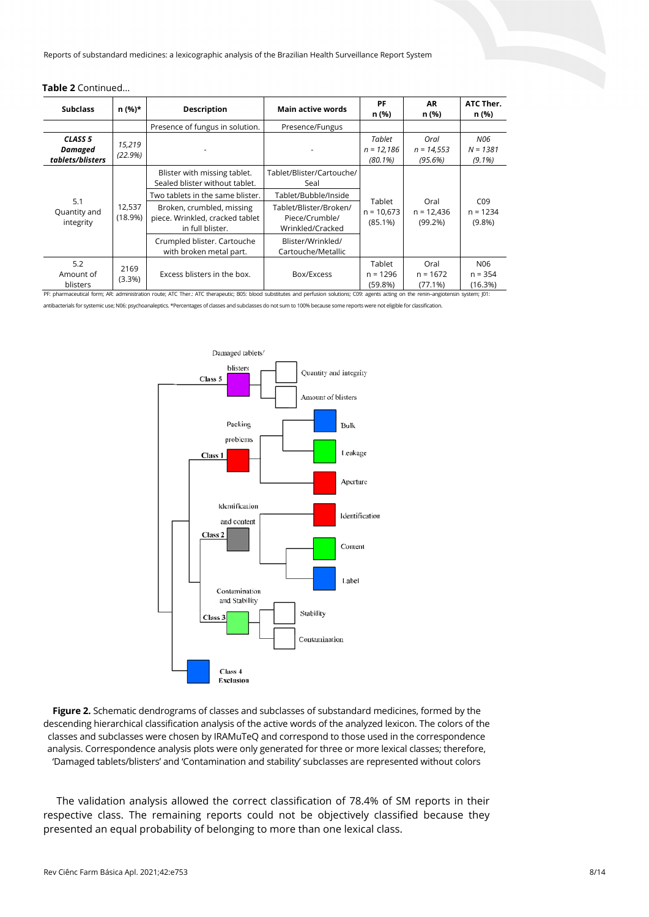**Table 2** Continued...

| Subclass | n (%)* | Description | Main active words | PF n (%) | AR n (%) | ATC Ther. n (%) |
|---|---|---|---|---|---|---|
| | | Presence of fungus in solution. | Presence/Fungus | | | |
| ***CLASS 5 Damaged tablets/blisters*** | *15,219 (22.9%)* | - | - | *Tablet n = 12,186 (80.1%)* | *Oral n = 14,553 (95.6%)* | *N06 N = 1381 (9.1%)* |
| 5.1 Quantity and integrity | 12,537 (18.9%) | Blister with missing tablet. Sealed blister without tablet. | Tablet/Blister/Cartouche/ Seal | Tablet n = 10,673 (85.1%) | Oral n = 12,436 (99.2%) | C09 n = 1234 (9.8%) |
| | | Two tablets in the same blister. | Tablet/Bubble/Inside | | | |
| | | Broken, crumbled, missing piece. Wrinkled, cracked tablet in full blister. | Tablet/Blister/Broken/ Piece/Crumble/ Wrinkled/Cracked | | | |
| | | Crumpled blister. Cartouche with broken metal part. | Blister/Wrinkled/ Cartouche/Metallic | | | |
| 5.2 Amount of blisters | 2169 (3.3%) | Excess blisters in the box. | Box/Excess | Tablet n = 1296 (59.8%) | Oral n = 1672 (77.1%) | N06 n = 354 (16.3%) |

PF: pharmaceutical form; AR: administration route; ATC Ther.: ATC therapeutic; B05: blood substitutes and perfusion solutions; C09: agents acting on the renin–angiotensin system; J01: antibacterials for systemic use; N06: psychoanaleptics. *Percentages of classes and subclasses do not sum to 100% because some reports were not eligible for classification.

**Figure 2.** Schematic dendrograms of classes and subclasses of substandard medicines, formed by the descending hierarchical classification analysis of the active words of the analyzed lexicon. The colors of the classes and subclasses were chosen by IRAMuTeQ and correspond to those used in the correspondence analysis. Correspondence analysis plots were only generated for three or more lexical classes; therefore, 'Damaged tablets/blisters' and 'Contamination and stability' subclasses are represented without colors

The validation analysis allowed the correct classification of 78.4% of SM reports in their respective class. The remaining reports could not be objectively classified because they presented an equal probability of belonging to more than one lexical class.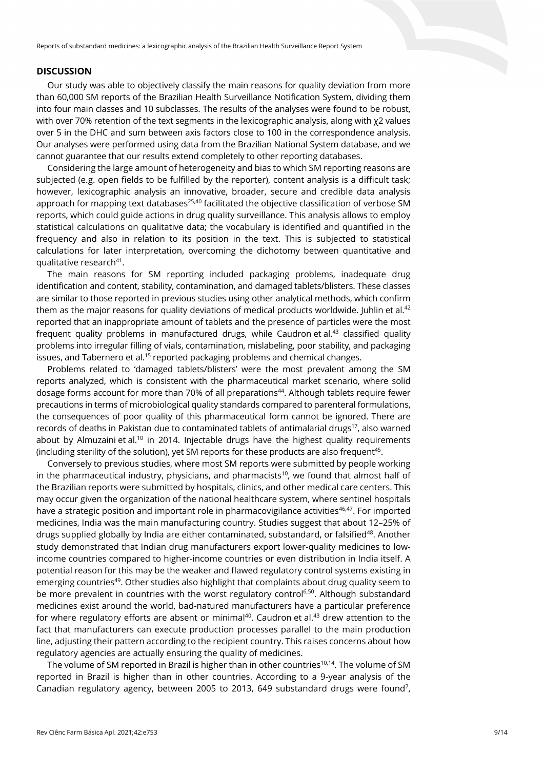## DISCUSSION

Our study was able to objectively classify the main reasons for quality deviation from more than 60,000 SM reports of the Brazilian Health Surveillance Notification System, dividing them into four main classes and 10 subclasses. The results of the analyses were found to be robust, with over 70% retention of the text segments in the lexicographic analysis, along with $\chi 2$ values over 5 in the DHC and sum between axis factors close to 100 in the correspondence analysis. Our analyses were performed using data from the Brazilian National System database, and we cannot guarantee that our results extend completely to other reporting databases.

Considering the large amount of heterogeneity and bias to which SM reporting reasons are subjected (e.g. open fields to be fulfilled by the reporter), content analysis is a difficult task; however, lexicographic analysis an innovative, broader, secure and credible data analysis approach for mapping text databases[25,40] facilitated the objective classification of verbose SM reports, which could guide actions in drug quality surveillance. This analysis allows to employ statistical calculations on qualitative data; the vocabulary is identified and quantified in the frequency and also in relation to its position in the text. This is subjected to statistical calculations for later interpretation, overcoming the dichotomy between quantitative and qualitative research[41].

The main reasons for SM reporting included packaging problems, inadequate drug identification and content, stability, contamination, and damaged tablets/blisters. These classes are similar to those reported in previous studies using other analytical methods, which confirm them as the major reasons for quality deviations of medical products worldwide. Juhlin et al.[42] reported that an inappropriate amount of tablets and the presence of particles were the most frequent quality problems in manufactured drugs, while Caudron et al.[43] classified quality problems into irregular filling of vials, contamination, mislabeling, poor stability, and packaging issues, and Tabernero et al.[15] reported packaging problems and chemical changes.

Problems related to 'damaged tablets/blisters' were the most prevalent among the SM reports analyzed, which is consistent with the pharmaceutical market scenario, where solid dosage forms account for more than 70% of all preparations[44]. Although tablets require fewer precautions in terms of microbiological quality standards compared to parenteral formulations, the consequences of poor quality of this pharmaceutical form cannot be ignored. There are records of deaths in Pakistan due to contaminated tablets of antimalarial drugs[17], also warned about by Almuzaini et al.[10] in 2014. Injectable drugs have the highest quality requirements (including sterility of the solution), yet SM reports for these products are also frequent[45].

Conversely to previous studies, where most SM reports were submitted by people working in the pharmaceutical industry, physicians, and pharmacists[10], we found that almost half of the Brazilian reports were submitted by hospitals, clinics, and other medical care centers. This may occur given the organization of the national healthcare system, where sentinel hospitals have a strategic position and important role in pharmacovigilance activities[46,47]. For imported medicines, India was the main manufacturing country. Studies suggest that about 12–25% of drugs supplied globally by India are either contaminated, substandard, or falsified[48]. Another study demonstrated that Indian drug manufacturers export lower-quality medicines to low-income countries compared to higher-income countries or even distribution in India itself. A potential reason for this may be the weaker and flawed regulatory control systems existing in emerging countries[49]. Other studies also highlight that complaints about drug quality seem to be more prevalent in countries with the worst regulatory control[6,50]. Although substandard medicines exist around the world, bad-natured manufacturers have a particular preference for where regulatory efforts are absent or minimal[40]. Caudron et al.[43] drew attention to the fact that manufacturers can execute production processes parallel to the main production line, adjusting their pattern according to the recipient country. This raises concerns about how regulatory agencies are actually ensuring the quality of medicines.

The volume of SM reported in Brazil is higher than in other countries[10,14]. The volume of SM reported in Brazil is higher than in other countries. According to a 9-year analysis of the Canadian regulatory agency, between 2005 to 2013, 649 substandard drugs were found[7],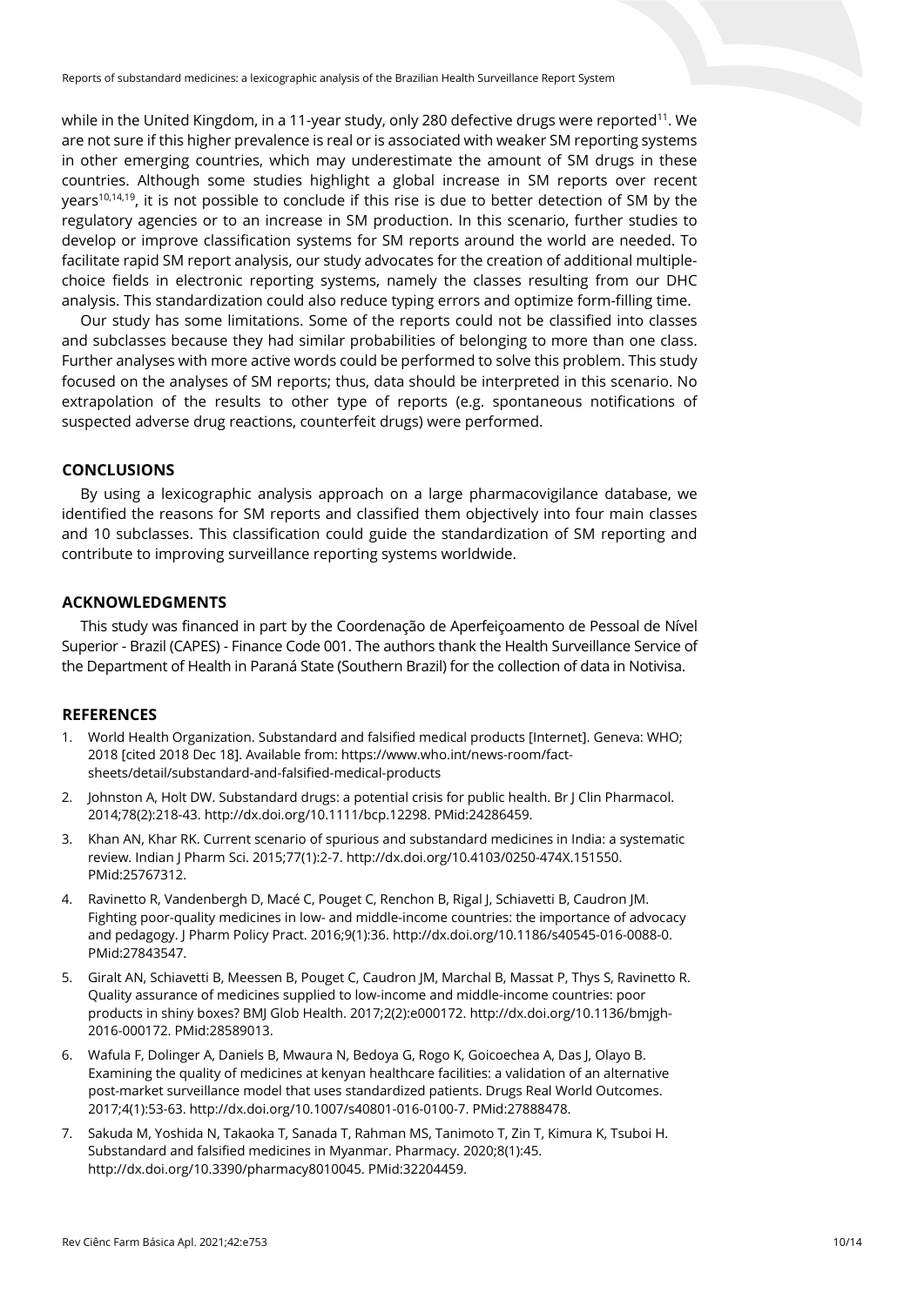while in the United Kingdom, in a 11-year study, only 280 defective drugs were reported[11]. We are not sure if this higher prevalence is real or is associated with weaker SM reporting systems in other emerging countries, which may underestimate the amount of SM drugs in these countries. Although some studies highlight a global increase in SM reports over recent years[10,14,19], it is not possible to conclude if this rise is due to better detection of SM by the regulatory agencies or to an increase in SM production. In this scenario, further studies to develop or improve classification systems for SM reports around the world are needed. To facilitate rapid SM report analysis, our study advocates for the creation of additional multiple-choice fields in electronic reporting systems, namely the classes resulting from our DHC analysis. This standardization could also reduce typing errors and optimize form-filling time.

Our study has some limitations. Some of the reports could not be classified into classes and subclasses because they had similar probabilities of belonging to more than one class. Further analyses with more active words could be performed to solve this problem. This study focused on the analyses of SM reports; thus, data should be interpreted in this scenario. No extrapolation of the results to other type of reports (e.g. spontaneous notifications of suspected adverse drug reactions, counterfeit drugs) were performed.

## CONCLUSIONS

By using a lexicographic analysis approach on a large pharmacovigilance database, we identified the reasons for SM reports and classified them objectively into four main classes and 10 subclasses. This classification could guide the standardization of SM reporting and contribute to improving surveillance reporting systems worldwide.

## ACKNOWLEDGMENTS

This study was financed in part by the Coordenação de Aperfeiçoamento de Pessoal de Nível Superior - Brazil (CAPES) - Finance Code 001. The authors thank the Health Surveillance Service of the Department of Health in Paraná State (Southern Brazil) for the collection of data in Notivisa.

## REFERENCES

1. World Health Organization. Substandard and falsified medical products [Internet]. Geneva: WHO; 2018 [cited 2018 Dec 18]. Available from: https://www.who.int/news-room/fact-sheets/detail/substandard-and-falsified-medical-products
2. Johnston A, Holt DW. Substandard drugs: a potential crisis for public health. Br J Clin Pharmacol. 2014;78(2):218-43. http://dx.doi.org/10.1111/bcp.12298. PMid:24286459.
3. Khan AN, Khar RK. Current scenario of spurious and substandard medicines in India: a systematic review. Indian J Pharm Sci. 2015;77(1):2-7. http://dx.doi.org/10.4103/0250-474X.151550. PMid:25767312.
4. Ravinetto R, Vandenbergh D, Macé C, Pouget C, Renchon B, Rigal J, Schiavetti B, Caudron JM. Fighting poor-quality medicines in low- and middle-income countries: the importance of advocacy and pedagogy. J Pharm Policy Pract. 2016;9(1):36. http://dx.doi.org/10.1186/s40545-016-0088-0. PMid:27843547.
5. Giralt AN, Schiavetti B, Meessen B, Pouget C, Caudron JM, Marchal B, Massat P, Thys S, Ravinetto R. Quality assurance of medicines supplied to low-income and middle-income countries: poor products in shiny boxes? BMJ Glob Health. 2017;2(2):e000172. http://dx.doi.org/10.1136/bmjgh-2016-000172. PMid:28589013.
6. Wafula F, Dolinger A, Daniels B, Mwaura N, Bedoya G, Rogo K, Goicoechea A, Das J, Olayo B. Examining the quality of medicines at kenyan healthcare facilities: a validation of an alternative post-market surveillance model that uses standardized patients. Drugs Real World Outcomes. 2017;4(1):53-63. http://dx.doi.org/10.1007/s40801-016-0100-7. PMid:27888478.
7. Sakuda M, Yoshida N, Takaoka T, Sanada T, Rahman MS, Tanimoto T, Zin T, Kimura K, Tsuboi H. Substandard and falsified medicines in Myanmar. Pharmacy. 2020;8(1):45. http://dx.doi.org/10.3390/pharmacy8010045. PMid:32204459.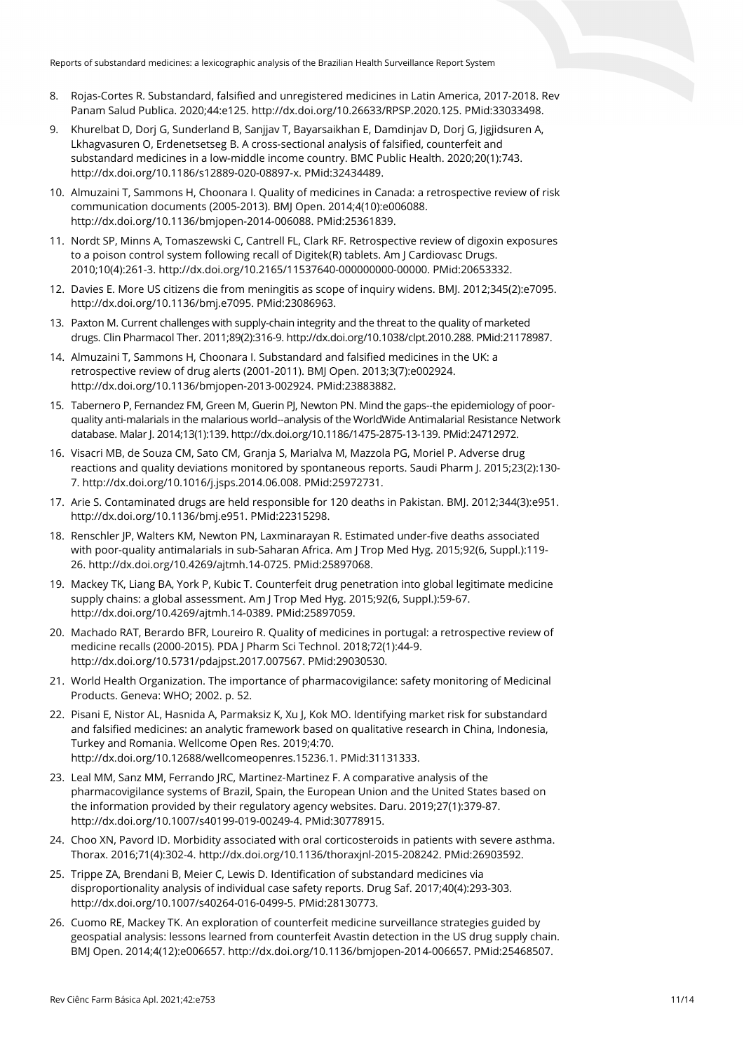8. Rojas-Cortes R. Substandard, falsified and unregistered medicines in Latin America, 2017-2018. Rev Panam Salud Publica. 2020;44:e125. http://dx.doi.org/10.26633/RPSP.2020.125. PMid:33033498.
9. Khurelbat D, Dorj G, Sunderland B, Sanjjav T, Bayarsaikhan E, Damdinjav D, Dorj G, Jigjidsuren A, Lkhagvasuren O, Erdenetsetseg B. A cross-sectional analysis of falsified, counterfeit and substandard medicines in a low-middle income country. BMC Public Health. 2020;20(1):743. http://dx.doi.org/10.1186/s12889-020-08897-x. PMid:32434489.
10. Almuzaini T, Sammons H, Choonara I. Quality of medicines in Canada: a retrospective review of risk communication documents (2005-2013). BMJ Open. 2014;4(10):e006088. http://dx.doi.org/10.1136/bmjopen-2014-006088. PMid:25361839.
11. Nordt SP, Minns A, Tomaszewski C, Cantrell FL, Clark RF. Retrospective review of digoxin exposures to a poison control system following recall of Digitek(R) tablets. Am J Cardiovasc Drugs. 2010;10(4):261-3. http://dx.doi.org/10.2165/11537640-000000000-00000. PMid:20653332.
12. Davies E. More US citizens die from meningitis as scope of inquiry widens. BMJ. 2012;345(2):e7095. http://dx.doi.org/10.1136/bmj.e7095. PMid:23086963.
13. Paxton M. Current challenges with supply-chain integrity and the threat to the quality of marketed drugs. Clin Pharmacol Ther. 2011;89(2):316-9. http://dx.doi.org/10.1038/clpt.2010.288. PMid:21178987.
14. Almuzaini T, Sammons H, Choonara I. Substandard and falsified medicines in the UK: a retrospective review of drug alerts (2001-2011). BMJ Open. 2013;3(7):e002924. http://dx.doi.org/10.1136/bmjopen-2013-002924. PMid:23883882.
15. Tabernero P, Fernandez FM, Green M, Guerin PJ, Newton PN. Mind the gaps--the epidemiology of poor-quality anti-malarials in the malarious world--analysis of the WorldWide Antimalarial Resistance Network database. Malar J. 2014;13(1):139. http://dx.doi.org/10.1186/1475-2875-13-139. PMid:24712972.
16. Visacri MB, de Souza CM, Sato CM, Granja S, Marialva M, Mazzola PG, Moriel P. Adverse drug reactions and quality deviations monitored by spontaneous reports. Saudi Pharm J. 2015;23(2):130-7. http://dx.doi.org/10.1016/j.jsps.2014.06.008. PMid:25972731.
17. Arie S. Contaminated drugs are held responsible for 120 deaths in Pakistan. BMJ. 2012;344(3):e951. http://dx.doi.org/10.1136/bmj.e951. PMid:22315298.
18. Renschler JP, Walters KM, Newton PN, Laxminarayan R. Estimated under-five deaths associated with poor-quality antimalarials in sub-Saharan Africa. Am J Trop Med Hyg. 2015;92(6, Suppl.):119-26. http://dx.doi.org/10.4269/ajtmh.14-0725. PMid:25897068.
19. Mackey TK, Liang BA, York P, Kubic T. Counterfeit drug penetration into global legitimate medicine supply chains: a global assessment. Am J Trop Med Hyg. 2015;92(6, Suppl.):59-67. http://dx.doi.org/10.4269/ajtmh.14-0389. PMid:25897059.
20. Machado RAT, Berardo BFR, Loureiro R. Quality of medicines in portugal: a retrospective review of medicine recalls (2000-2015). PDA J Pharm Sci Technol. 2018;72(1):44-9. http://dx.doi.org/10.5731/pdajpst.2017.007567. PMid:29030530.
21. World Health Organization. The importance of pharmacovigilance: safety monitoring of Medicinal Products. Geneva: WHO; 2002. p. 52.
22. Pisani E, Nistor AL, Hasnida A, Parmaksiz K, Xu J, Kok MO. Identifying market risk for substandard and falsified medicines: an analytic framework based on qualitative research in China, Indonesia, Turkey and Romania. Wellcome Open Res. 2019;4:70. http://dx.doi.org/10.12688/wellcomeopenres.15236.1. PMid:31131333.
23. Leal MM, Sanz MM, Ferrando JRC, Martinez-Martinez F. A comparative analysis of the pharmacovigilance systems of Brazil, Spain, the European Union and the United States based on the information provided by their regulatory agency websites. Daru. 2019;27(1):379-87. http://dx.doi.org/10.1007/s40199-019-00249-4. PMid:30778915.
24. Choo XN, Pavord ID. Morbidity associated with oral corticosteroids in patients with severe asthma. Thorax. 2016;71(4):302-4. http://dx.doi.org/10.1136/thoraxjnl-2015-208242. PMid:26903592.
25. Trippe ZA, Brendani B, Meier C, Lewis D. Identification of substandard medicines via disproportionality analysis of individual case safety reports. Drug Saf. 2017;40(4):293-303. http://dx.doi.org/10.1007/s40264-016-0499-5. PMid:28130773.
26. Cuomo RE, Mackey TK. An exploration of counterfeit medicine surveillance strategies guided by geospatial analysis: lessons learned from counterfeit Avastin detection in the US drug supply chain. BMJ Open. 2014;4(12):e006657. http://dx.doi.org/10.1136/bmjopen-2014-006657. PMid:25468507.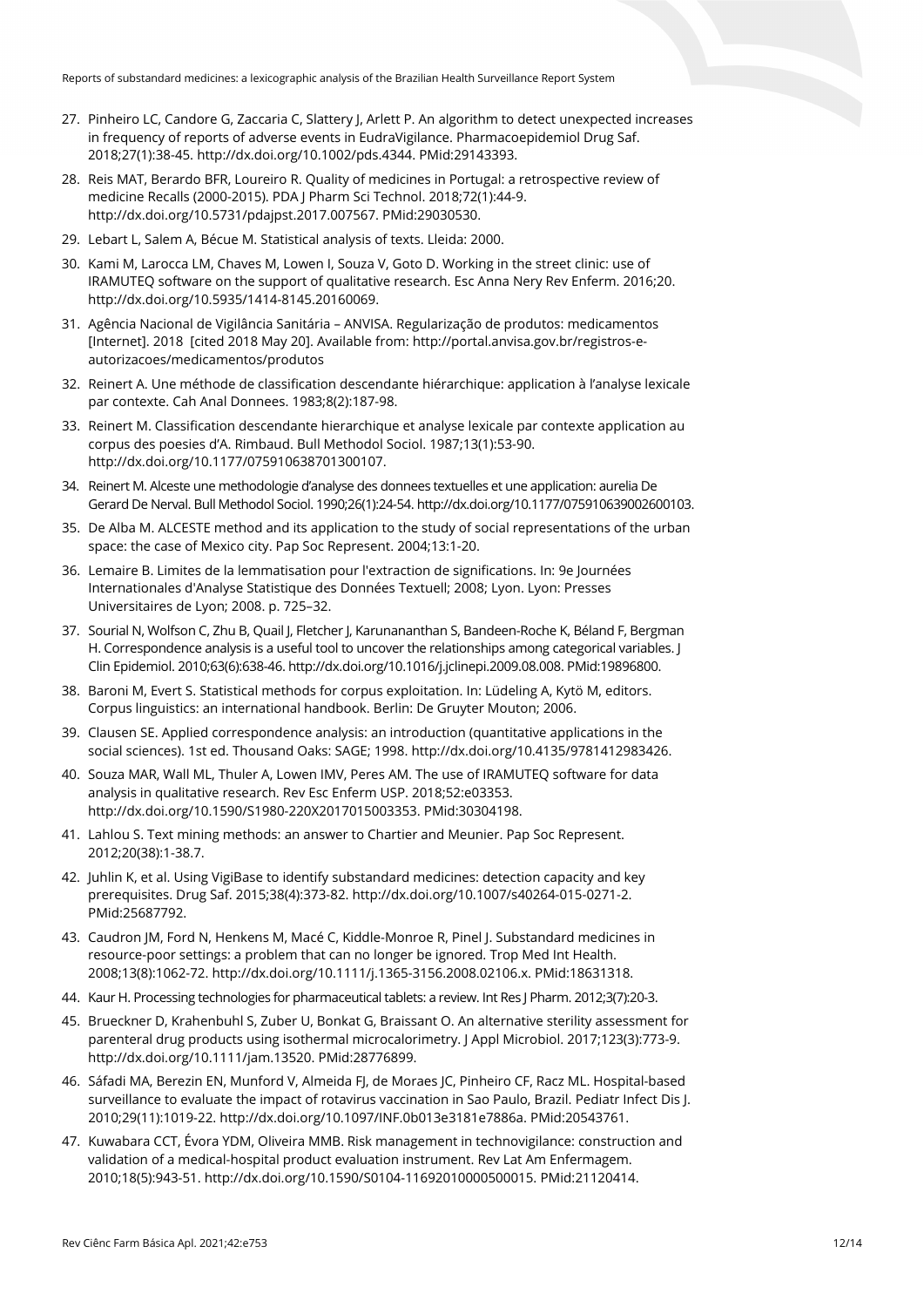27. Pinheiro LC, Candore G, Zaccaria C, Slattery J, Arlett P. An algorithm to detect unexpected increases in frequency of reports of adverse events in EudraVigilance. Pharmacoepidemiol Drug Saf. 2018;27(1):38-45. http://dx.doi.org/10.1002/pds.4344. PMid:29143393.
28. Reis MAT, Berardo BFR, Loureiro R. Quality of medicines in Portugal: a retrospective review of medicine Recalls (2000-2015). PDA J Pharm Sci Technol. 2018;72(1):44-9. http://dx.doi.org/10.5731/pdajpst.2017.007567. PMid:29030530.
29. Lebart L, Salem A, Bécue M. Statistical analysis of texts. Lleida: 2000.
30. Kami M, Larocca LM, Chaves M, Lowen I, Souza V, Goto D. Working in the street clinic: use of IRAMUTEQ software on the support of qualitative research. Esc Anna Nery Rev Enferm. 2016;20. http://dx.doi.org/10.5935/1414-8145.20160069.
31. Agência Nacional de Vigilância Sanitária – ANVISA. Regularização de produtos: medicamentos [Internet]. 2018 [cited 2018 May 20]. Available from: http://portal.anvisa.gov.br/registros-e-autorizacoes/medicamentos/produtos
32. Reinert A. Une méthode de classification descendante hiérarchique: application à l'analyse lexicale par contexte. Cah Anal Donnees. 1983;8(2):187-98.
33. Reinert M. Classification descendante hierarchique et analyse lexicale par contexte application au corpus des poesies d'A. Rimbaud. Bull Methodol Sociol. 1987;13(1):53-90. http://dx.doi.org/10.1177/075910638701300107.
34. Reinert M. Alceste une methodologie d'analyse des donnees textuelles et une application: aurelia De Gerard De Nerval. Bull Methodol Sociol. 1990;26(1):24-54. http://dx.doi.org/10.1177/075910639002600103.
35. De Alba M. ALCESTE method and its application to the study of social representations of the urban space: the case of Mexico city. Pap Soc Represent. 2004;13:1-20.
36. Lemaire B. Limites de la lemmatisation pour l'extraction de significations. In: 9e Journées Internationales d'Analyse Statistique des Données Textuell; 2008; Lyon. Lyon: Presses Universitaires de Lyon; 2008. p. 725–32.
37. Sourial N, Wolfson C, Zhu B, Quail J, Fletcher J, Karunananthan S, Bandeen-Roche K, Béland F, Bergman H. Correspondence analysis is a useful tool to uncover the relationships among categorical variables. J Clin Epidemiol. 2010;63(6):638-46. http://dx.doi.org/10.1016/j.jclinepi.2009.08.008. PMid:19896800.
38. Baroni M, Evert S. Statistical methods for corpus exploitation. In: Lüdeling A, Kytö M, editors. Corpus linguistics: an international handbook. Berlin: De Gruyter Mouton; 2006.
39. Clausen SE. Applied correspondence analysis: an introduction (quantitative applications in the social sciences). 1st ed. Thousand Oaks: SAGE; 1998. http://dx.doi.org/10.4135/9781412983426.
40. Souza MAR, Wall ML, Thuler A, Lowen IMV, Peres AM. The use of IRAMUTEQ software for data analysis in qualitative research. Rev Esc Enferm USP. 2018;52:e03353. http://dx.doi.org/10.1590/S1980-220X2017015003353. PMid:30304198.
41. Lahlou S. Text mining methods: an answer to Chartier and Meunier. Pap Soc Represent. 2012;20(38):1-38.7.
42. Juhlin K, et al. Using VigiBase to identify substandard medicines: detection capacity and key prerequisites. Drug Saf. 2015;38(4):373-82. http://dx.doi.org/10.1007/s40264-015-0271-2. PMid:25687792.
43. Caudron JM, Ford N, Henkens M, Macé C, Kiddle-Monroe R, Pinel J. Substandard medicines in resource-poor settings: a problem that can no longer be ignored. Trop Med Int Health. 2008;13(8):1062-72. http://dx.doi.org/10.1111/j.1365-3156.2008.02106.x. PMid:18631318.
44. Kaur H. Processing technologies for pharmaceutical tablets: a review. Int Res J Pharm. 2012;3(7):20-3.
45. Brueckner D, Krahenbuhl S, Zuber U, Bonkat G, Braissant O. An alternative sterility assessment for parenteral drug products using isothermal microcalorimetry. J Appl Microbiol. 2017;123(3):773-9. http://dx.doi.org/10.1111/jam.13520. PMid:28776899.
46. Sáfadi MA, Berezin EN, Munford V, Almeida FJ, de Moraes JC, Pinheiro CF, Racz ML. Hospital-based surveillance to evaluate the impact of rotavirus vaccination in Sao Paulo, Brazil. Pediatr Infect Dis J. 2010;29(11):1019-22. http://dx.doi.org/10.1097/INF.0b013e3181e7886a. PMid:20543761.
47. Kuwabara CCT, Évora YDM, Oliveira MMB. Risk management in technovigilance: construction and validation of a medical-hospital product evaluation instrument. Rev Lat Am Enfermagem. 2010;18(5):943-51. http://dx.doi.org/10.1590/S0104-11692010000500015. PMid:21120414.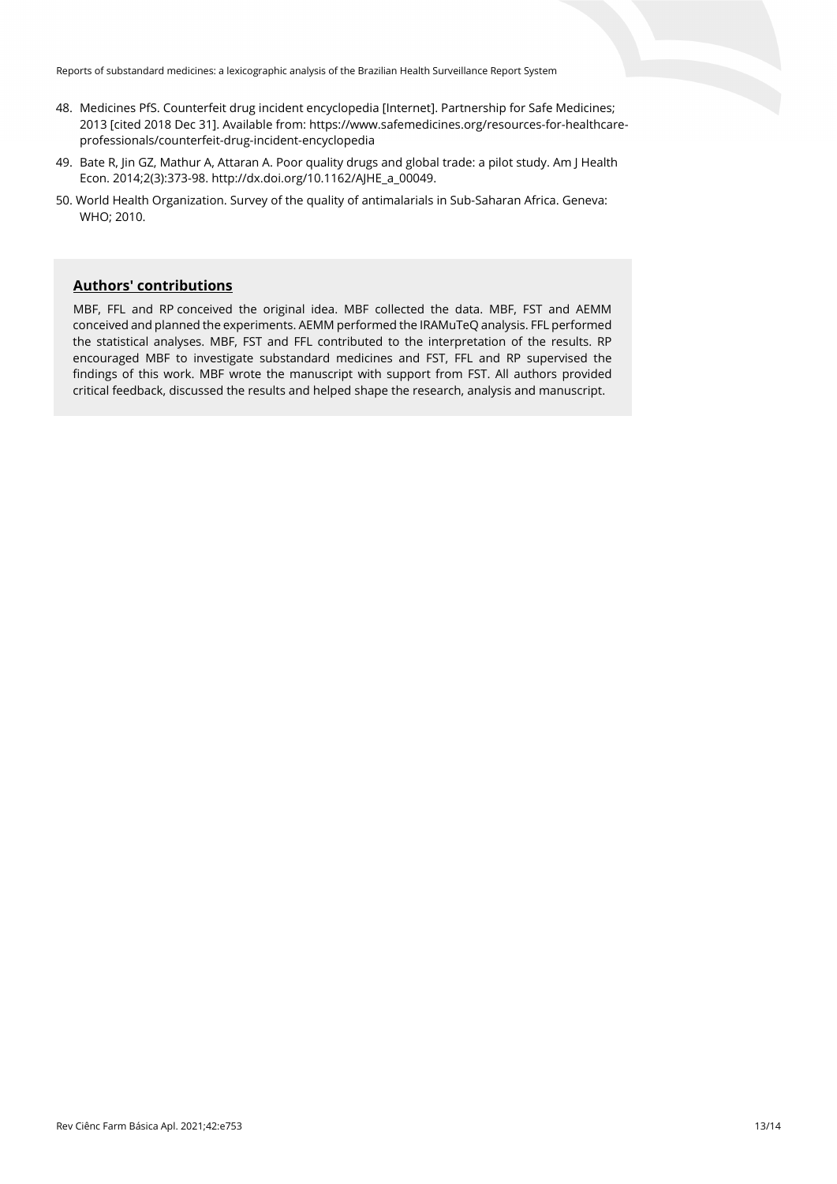48. Medicines PfS. Counterfeit drug incident encyclopedia [Internet]. Partnership for Safe Medicines; 2013 [cited 2018 Dec 31]. Available from: https://www.safemedicines.org/resources-for-healthcare-professionals/counterfeit-drug-incident-encyclopedia

49. Bate R, Jin GZ, Mathur A, Attaran A. Poor quality drugs and global trade: a pilot study. Am J Health Econ. 2014;2(3):373-98. http://dx.doi.org/10.1162/AJHE_a_00049.

50. World Health Organization. Survey of the quality of antimalarials in Sub-Saharan Africa. Geneva: WHO; 2010.

## Authors' contributions

MBF, FFL and RP conceived the original idea. MBF collected the data. MBF, FST and AEMM conceived and planned the experiments. AEMM performed the IRAMuTeQ analysis. FFL performed the statistical analyses. MBF, FST and FFL contributed to the interpretation of the results. RP encouraged MBF to investigate substandard medicines and FST, FFL and RP supervised the findings of this work. MBF wrote the manuscript with support from FST. All authors provided critical feedback, discussed the results and helped shape the research, analysis and manuscript.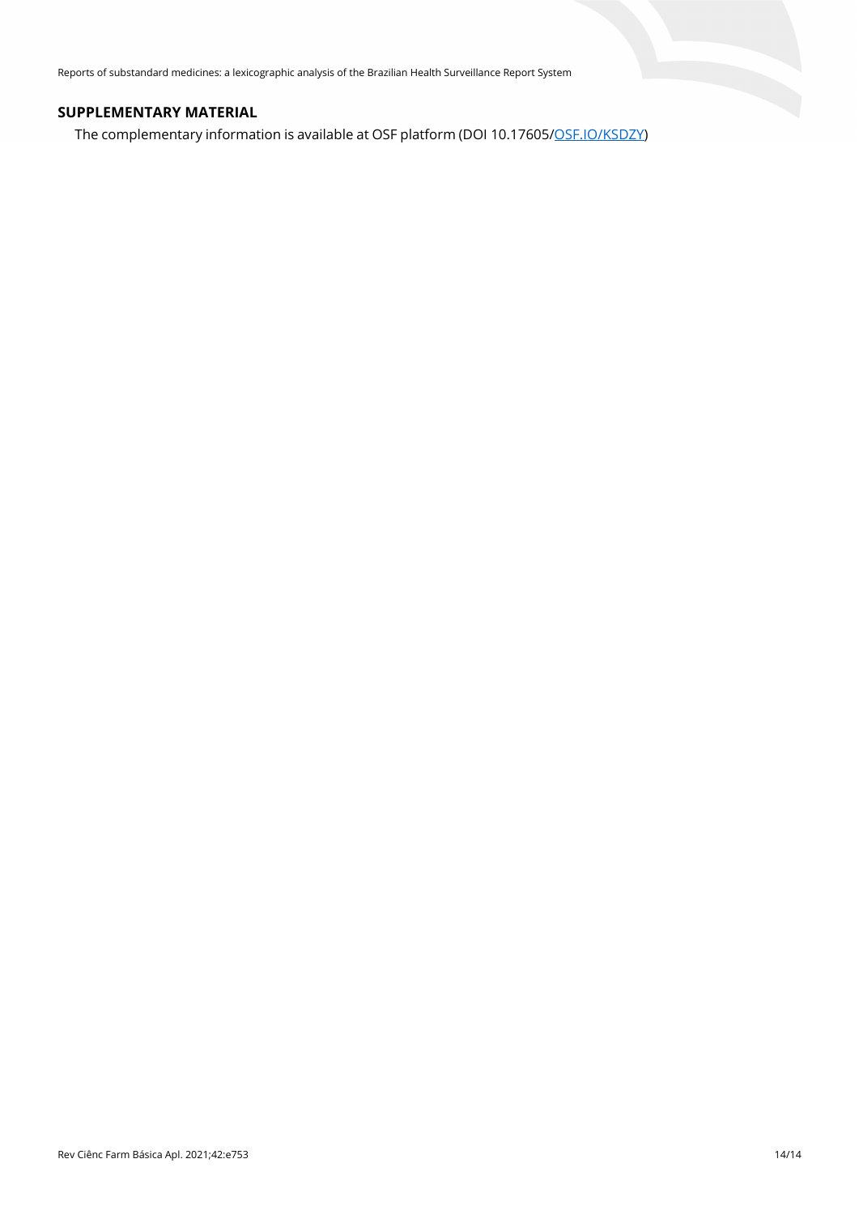## SUPPLEMENTARY MATERIAL

The complementary information is available at OSF platform (DOI 10.17605/OSF.IO/KSDZY)